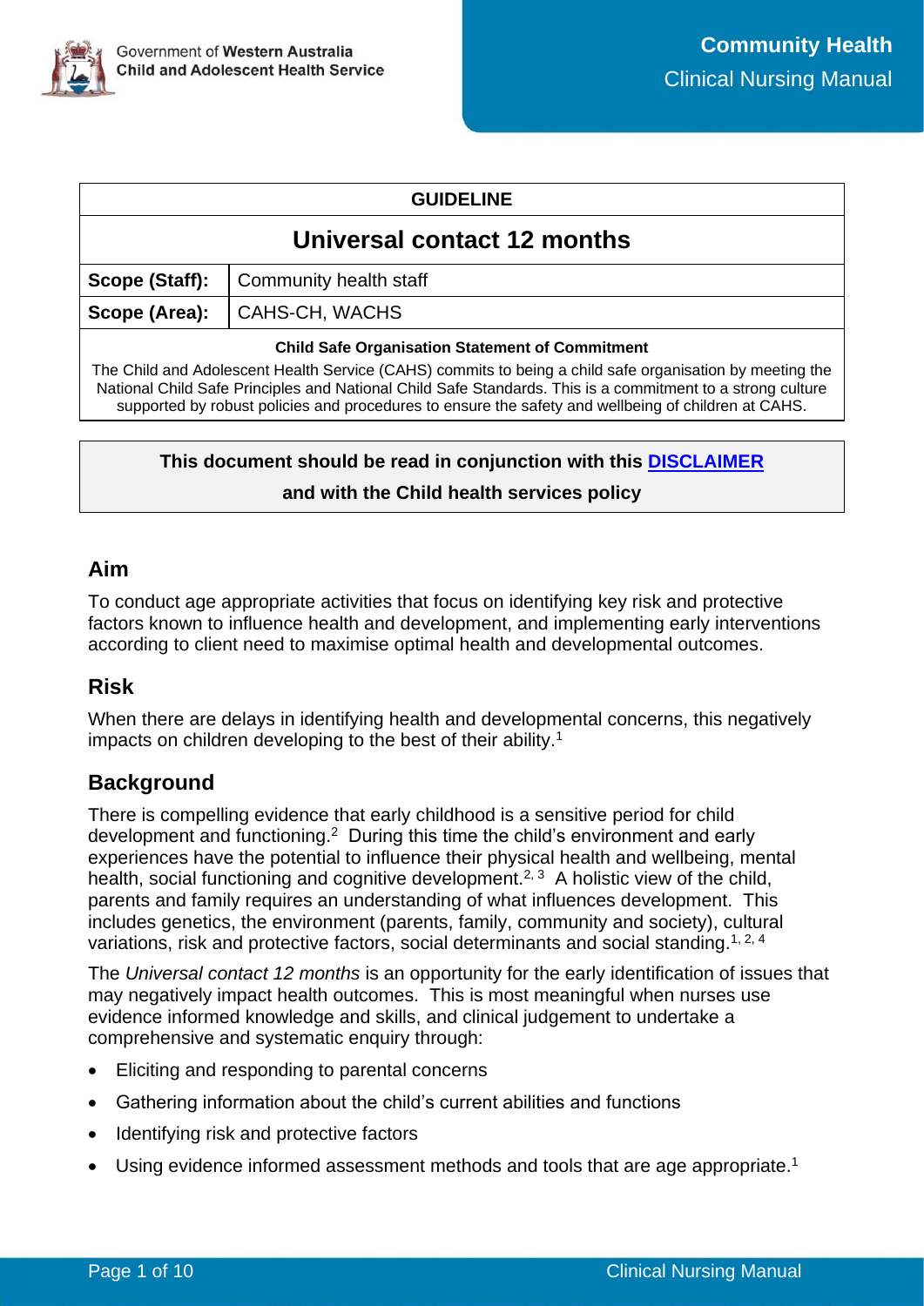Government of **Western Australia**
**Child and Adolescent Health Service**

**Community Health**
Clinical Nursing Manual

| **GUIDELINE** | |
|---|---|
| **Universal contact 12 months** | |
| **Scope (Staff):** | Community health staff |
| **Scope (Area):** | CAHS-CH, WACHS |
| **Child Safe Organisation Statement of Commitment** The Child and Adolescent Health Service (CAHS) commits to being a child safe organisation by meeting the National Child Safe Principles and National Child Safe Standards. This is a commitment to a strong culture supported by robust policies and procedures to ensure the safety and wellbeing of children at CAHS. | |

**This document should be read in conjunction with this DISCLAIMER**

**and with the Child health services policy**

## Aim

To conduct age appropriate activities that focus on identifying key risk and protective factors known to influence health and development, and implementing early interventions according to client need to maximise optimal health and developmental outcomes.

## Risk

When there are delays in identifying health and developmental concerns, this negatively impacts on children developing to the best of their ability.[1]

## Background

There is compelling evidence that early childhood is a sensitive period for child development and functioning.[2] During this time the child's environment and early experiences have the potential to influence their physical health and wellbeing, mental health, social functioning and cognitive development.[2, 3] A holistic view of the child, parents and family requires an understanding of what influences development. This includes genetics, the environment (parents, family, community and society), cultural variations, risk and protective factors, social determinants and social standing.[1, 2, 4]

The *Universal contact 12 months* is an opportunity for the early identification of issues that may negatively impact health outcomes. This is most meaningful when nurses use evidence informed knowledge and skills, and clinical judgement to undertake a comprehensive and systematic enquiry through:

- Eliciting and responding to parental concerns
- Gathering information about the child's current abilities and functions
- Identifying risk and protective factors
- Using evidence informed assessment methods and tools that are age appropriate.[1]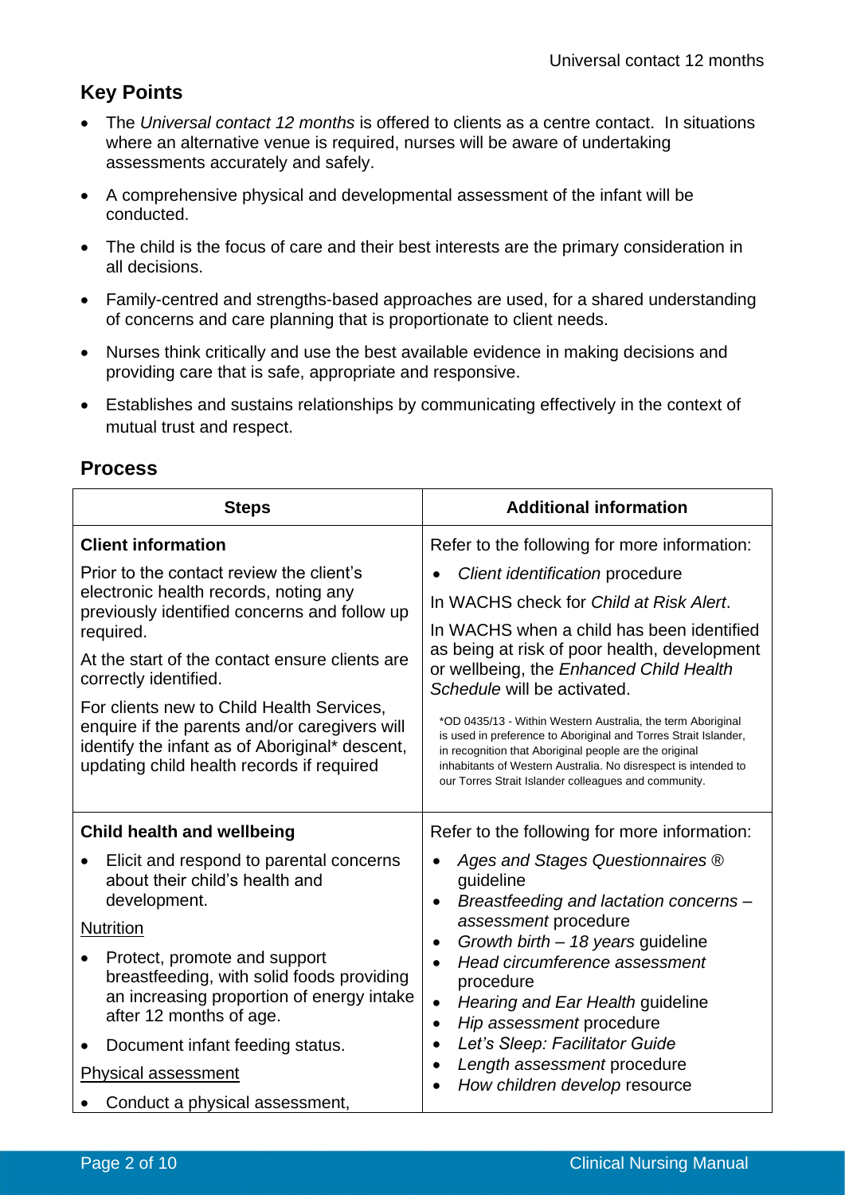## Key Points

- The *Universal contact 12 months* is offered to clients as a centre contact. In situations where an alternative venue is required, nurses will be aware of undertaking assessments accurately and safely.
- A comprehensive physical and developmental assessment of the infant will be conducted.
- The child is the focus of care and their best interests are the primary consideration in all decisions.
- Family-centred and strengths-based approaches are used, for a shared understanding of concerns and care planning that is proportionate to client needs.
- Nurses think critically and use the best available evidence in making decisions and providing care that is safe, appropriate and responsive.
- Establishes and sustains relationships by communicating effectively in the context of mutual trust and respect.

## Process

| Steps | Additional information |
|---|---|
| **Client information**<br>Prior to the contact review the client's electronic health records, noting any previously identified concerns and follow up required.<br>At the start of the contact ensure clients are correctly identified.<br>For clients new to Child Health Services, enquire if the parents and/or caregivers will identify the infant as of Aboriginal* descent, updating child health records if required | Refer to the following for more information:<br>• *Client identification* procedure<br>In WACHS check for *Child at Risk Alert*.<br>In WACHS when a child has been identified as being at risk of poor health, development or wellbeing, the *Enhanced Child Health Schedule* will be activated.<br>*OD 0435/13 - Within Western Australia, the term Aboriginal is used in preference to Aboriginal and Torres Strait Islander, in recognition that Aboriginal people are the original inhabitants of Western Australia. No disrespect is intended to our Torres Strait Islander colleagues and community. |
| **Child health and wellbeing**<br>• Elicit and respond to parental concerns about their child's health and development.<br><u>Nutrition</u><br>• Protect, promote and support breastfeeding, with solid foods providing an increasing proportion of energy intake after 12 months of age.<br>• Document infant feeding status.<br><u>Physical assessment</u><br>• Conduct a physical assessment, | Refer to the following for more information:<br>• *Ages and Stages Questionnaires ®* guideline<br>• *Breastfeeding and lactation concerns – assessment* procedure<br>• *Growth birth – 18 years* guideline<br>• *Head circumference assessment* procedure<br>• *Hearing and Ear Health* guideline<br>• *Hip assessment* procedure<br>• *Let's Sleep: Facilitator Guide*<br>• *Length assessment* procedure<br>• *How children develop* resource |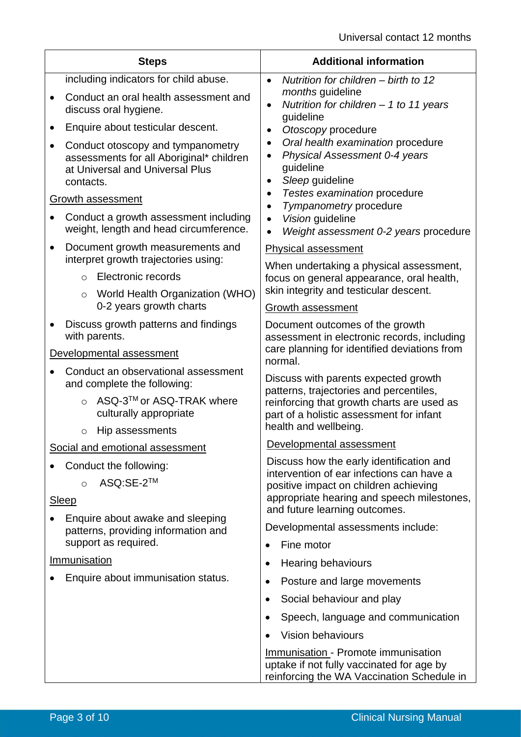| Steps | Additional information |
|---|---|
| including indicators for child abuse.<br>• Conduct an oral health assessment and discuss oral hygiene.<br>• Enquire about testicular descent.<br>• Conduct otoscopy and tympanometry assessments for all Aboriginal* children at Universal and Universal Plus contacts.<br><u>Growth assessment</u><br>• Conduct a growth assessment including weight, length and head circumference.<br>• Document growth measurements and interpret growth trajectories using:<br>&nbsp;&nbsp;&nbsp;&nbsp;○ Electronic records<br>&nbsp;&nbsp;&nbsp;&nbsp;○ World Health Organization (WHO) 0-2 years growth charts<br>• Discuss growth patterns and findings with parents.<br><u>Developmental assessment</u><br>• Conduct an observational assessment and complete the following:<br>&nbsp;&nbsp;&nbsp;&nbsp;○ ASQ-3™ or ASQ-TRAK where culturally appropriate<br>&nbsp;&nbsp;&nbsp;&nbsp;○ Hip assessments<br><u>Social and emotional assessment</u><br>• Conduct the following:<br>&nbsp;&nbsp;&nbsp;&nbsp;○ ASQ:SE-2™<br><u>Sleep</u><br>• Enquire about awake and sleeping patterns, providing information and support as required.<br><u>Immunisation</u><br>• Enquire about immunisation status. | • *Nutrition for children – birth to 12 months* guideline<br>• *Nutrition for children – 1 to 11 years* guideline<br>• *Otoscopy* procedure<br>• *Oral health examination* procedure<br>• *Physical Assessment 0-4 years* guideline<br>• *Sleep* guideline<br>• *Testes examination* procedure<br>• *Tympanometry* procedure<br>• *Vision* guideline<br>• *Weight assessment 0-2 years* procedure<br><u>Physical assessment</u><br>When undertaking a physical assessment, focus on general appearance, oral health, skin integrity and testicular descent.<br><u>Growth assessment</u><br>Document outcomes of the growth assessment in electronic records, including care planning for identified deviations from normal.<br>Discuss with parents expected growth patterns, trajectories and percentiles, reinforcing that growth charts are used as part of a holistic assessment for infant health and wellbeing.<br><u>Developmental assessment</u><br>Discuss how the early identification and intervention of ear infections can have a positive impact on children achieving appropriate hearing and speech milestones, and future learning outcomes.<br>Developmental assessments include:<br>• Fine motor<br>• Hearing behaviours<br>• Posture and large movements<br>• Social behaviour and play<br>• Speech, language and communication<br>• Vision behaviours<br><u>Immunisation</u> - Promote immunisation uptake if not fully vaccinated for age by reinforcing the WA Vaccination Schedule in |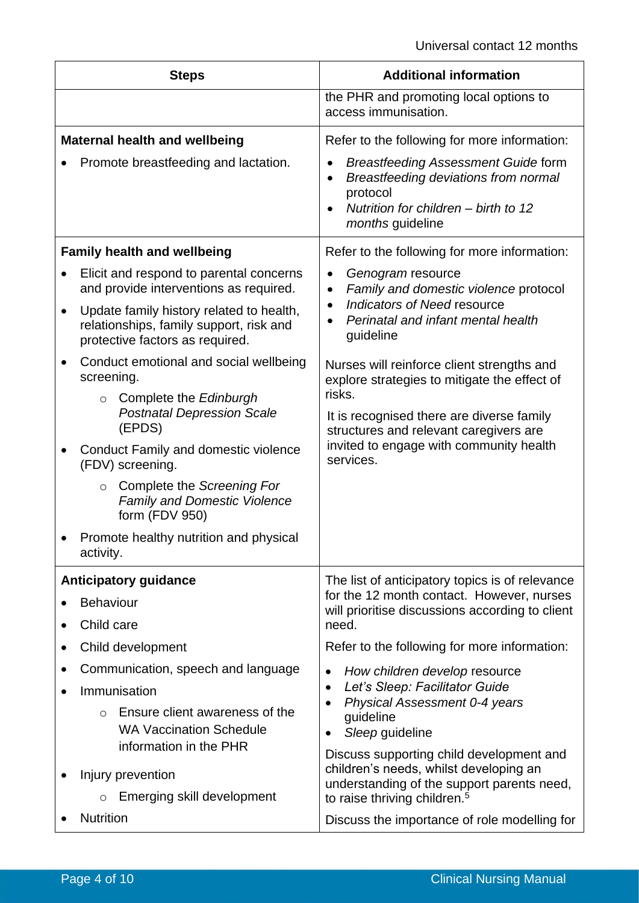| Steps | Additional information |
|---|---|
| | the PHR and promoting local options to access immunisation. |
| **Maternal health and wellbeing**<br>• Promote breastfeeding and lactation. | Refer to the following for more information:<br>• *Breastfeeding Assessment Guide* form<br>• *Breastfeeding deviations from normal* protocol<br>• *Nutrition for children – birth to 12 months* guideline |
| **Family health and wellbeing**<br>• Elicit and respond to parental concerns and provide interventions as required.<br>• Update family history related to health, relationships, family support, risk and protective factors as required.<br>• Conduct emotional and social wellbeing screening.<br>  ○ Complete the *Edinburgh Postnatal Depression Scale* (EPDS)<br>• Conduct Family and domestic violence (FDV) screening.<br>  ○ Complete the *Screening For Family and Domestic Violence* form (FDV 950)<br>• Promote healthy nutrition and physical activity. | Refer to the following for more information:<br>• *Genogram* resource<br>• *Family and domestic violence* protocol<br>• *Indicators of Need* resource<br>• *Perinatal and infant mental health* guideline<br><br>Nurses will reinforce client strengths and explore strategies to mitigate the effect of risks.<br><br>It is recognised there are diverse family structures and relevant caregivers are invited to engage with community health services. |
| **Anticipatory guidance**<br>• Behaviour<br>• Child care<br>• Child development<br>• Communication, speech and language<br>• Immunisation<br>  ○ Ensure client awareness of the WA Vaccination Schedule information in the PHR<br>• Injury prevention<br>  ○ Emerging skill development<br>• Nutrition | The list of anticipatory topics is of relevance for the 12 month contact. However, nurses will prioritise discussions according to client need.<br><br>Refer to the following for more information:<br>• *How children develop* resource<br>• *Let's Sleep: Facilitator Guide*<br>• *Physical Assessment 0-4 years* guideline<br>• *Sleep* guideline<br><br>Discuss supporting child development and children's needs, whilst developing an understanding of the support parents need, to raise thriving children.[5]<br><br>Discuss the importance of role modelling for |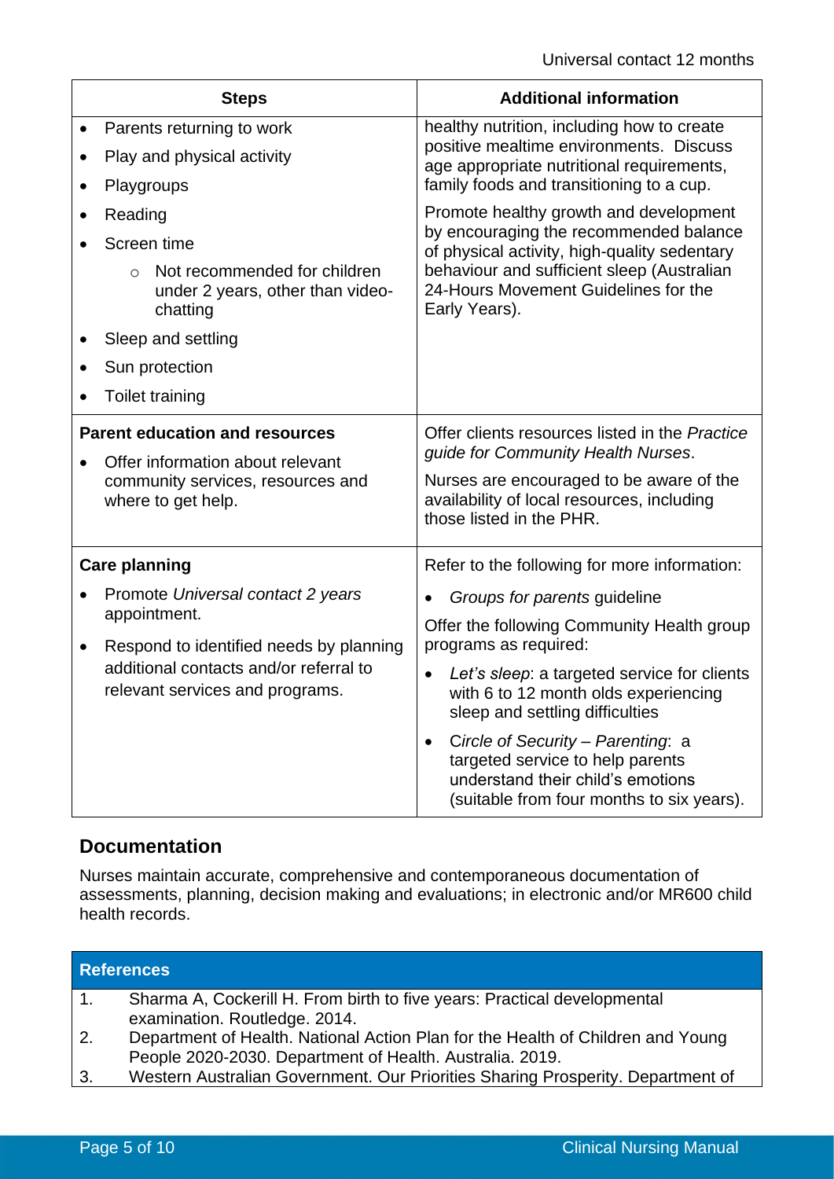| Steps | Additional information |
|---|---|
| • Parents returning to work<br>• Play and physical activity<br>• Playgroups<br>• Reading<br>• Screen time<br>&nbsp;&nbsp;&nbsp;&nbsp;○ Not recommended for children under 2 years, other than video-chatting<br>• Sleep and settling<br>• Sun protection<br>• Toilet training | healthy nutrition, including how to create positive mealtime environments. Discuss age appropriate nutritional requirements, family foods and transitioning to a cup.<br><br>Promote healthy growth and development by encouraging the recommended balance of physical activity, high-quality sedentary behaviour and sufficient sleep (Australian 24-Hours Movement Guidelines for the Early Years). |
| **Parent education and resources**<br>• Offer information about relevant community services, resources and where to get help. | Offer clients resources listed in the *Practice guide for Community Health Nurses*.<br><br>Nurses are encouraged to be aware of the availability of local resources, including those listed in the PHR. |
| **Care planning**<br>• Promote *Universal contact 2 years* appointment.<br>• Respond to identified needs by planning additional contacts and/or referral to relevant services and programs. | Refer to the following for more information:<br>• *Groups for parents* guideline<br><br>Offer the following Community Health group programs as required:<br>• *Let's sleep*: a targeted service for clients with 6 to 12 month olds experiencing sleep and settling difficulties<br>• *Circle of Security – Parenting*: a targeted service to help parents understand their child's emotions (suitable from four months to six years). |

## Documentation

Nurses maintain accurate, comprehensive and contemporaneous documentation of assessments, planning, decision making and evaluations; in electronic and/or MR600 child health records.

| References |
|---|
| 1. Sharma A, Cockerill H. From birth to five years: Practical developmental examination. Routledge. 2014. |
| 2. Department of Health. National Action Plan for the Health of Children and Young People 2020-2030. Department of Health. Australia. 2019. |
| 3. Western Australian Government. Our Priorities Sharing Prosperity. Department of |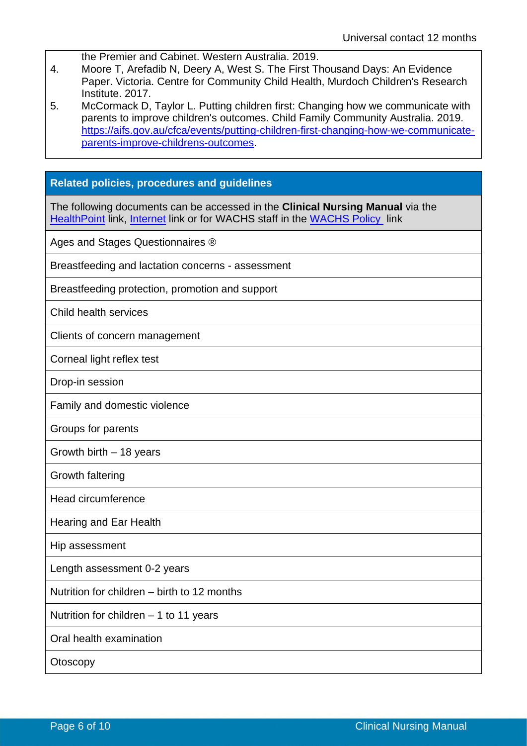the Premier and Cabinet. Western Australia. 2019.

4. Moore T, Arefadib N, Deery A, West S. The First Thousand Days: An Evidence Paper. Victoria. Centre for Community Child Health, Murdoch Children's Research Institute. 2017.
5. McCormack D, Taylor L. Putting children first: Changing how we communicate with parents to improve children's outcomes. Child Family Community Australia. 2019. https://aifs.gov.au/cfca/events/putting-children-first-changing-how-we-communicate-parents-improve-childrens-outcomes.

| **Related policies, procedures and guidelines** |
|---|
| The following documents can be accessed in the **Clinical Nursing Manual** via the HealthPoint link, Internet link or for WACHS staff in the WACHS Policy link |
| Ages and Stages Questionnaires ® |
| Breastfeeding and lactation concerns - assessment |
| Breastfeeding protection, promotion and support |
| Child health services |
| Clients of concern management |
| Corneal light reflex test |
| Drop-in session |
| Family and domestic violence |
| Groups for parents |
| Growth birth – 18 years |
| Growth faltering |
| Head circumference |
| Hearing and Ear Health |
| Hip assessment |
| Length assessment 0-2 years |
| Nutrition for children – birth to 12 months |
| Nutrition for children – 1 to 11 years |
| Oral health examination |
| Otoscopy |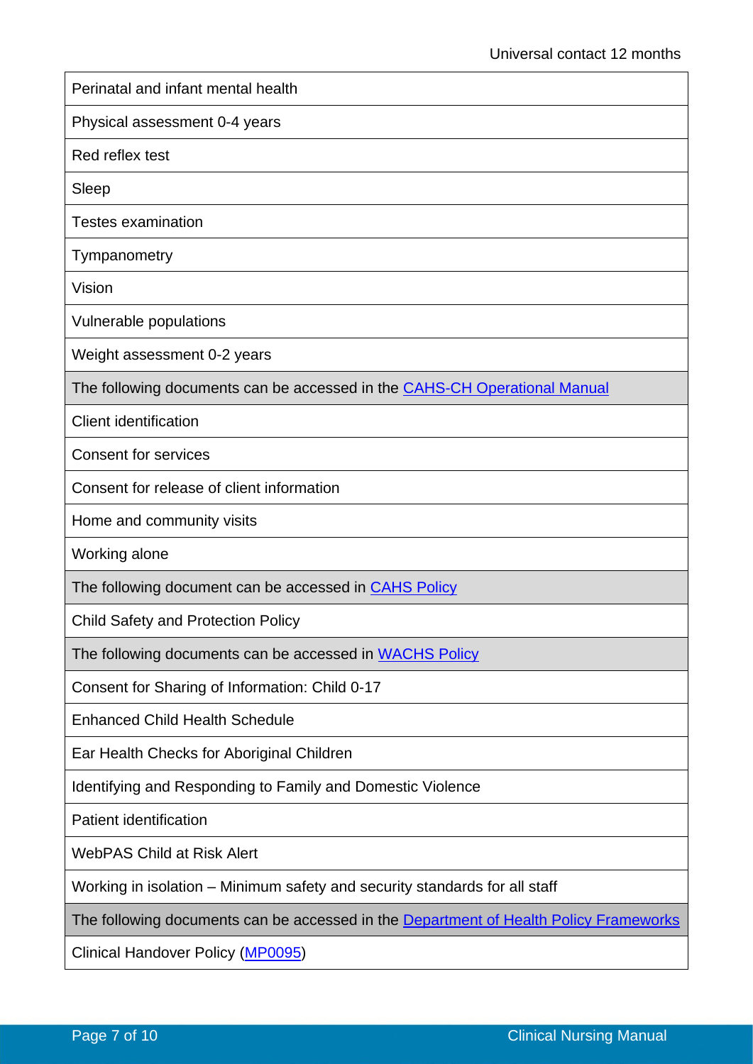| Perinatal and infant mental health |
|---|
| Physical assessment 0-4 years |
| Red reflex test |
| Sleep |
| Testes examination |
| Tympanometry |
| Vision |
| Vulnerable populations |
| Weight assessment 0-2 years |
| The following documents can be accessed in the [CAHS-CH Operational Manual]() |
| Client identification |
| Consent for services |
| Consent for release of client information |
| Home and community visits |
| Working alone |
| The following document can be accessed in [CAHS Policy]() |
| Child Safety and Protection Policy |
| The following documents can be accessed in [WACHS Policy]() |
| Consent for Sharing of Information: Child 0-17 |
| Enhanced Child Health Schedule |
| Ear Health Checks for Aboriginal Children |
| Identifying and Responding to Family and Domestic Violence |
| Patient identification |
| WebPAS Child at Risk Alert |
| Working in isolation – Minimum safety and security standards for all staff |
| The following documents can be accessed in the [Department of Health Policy Frameworks]() |
| Clinical Handover Policy ([MP0095]()) |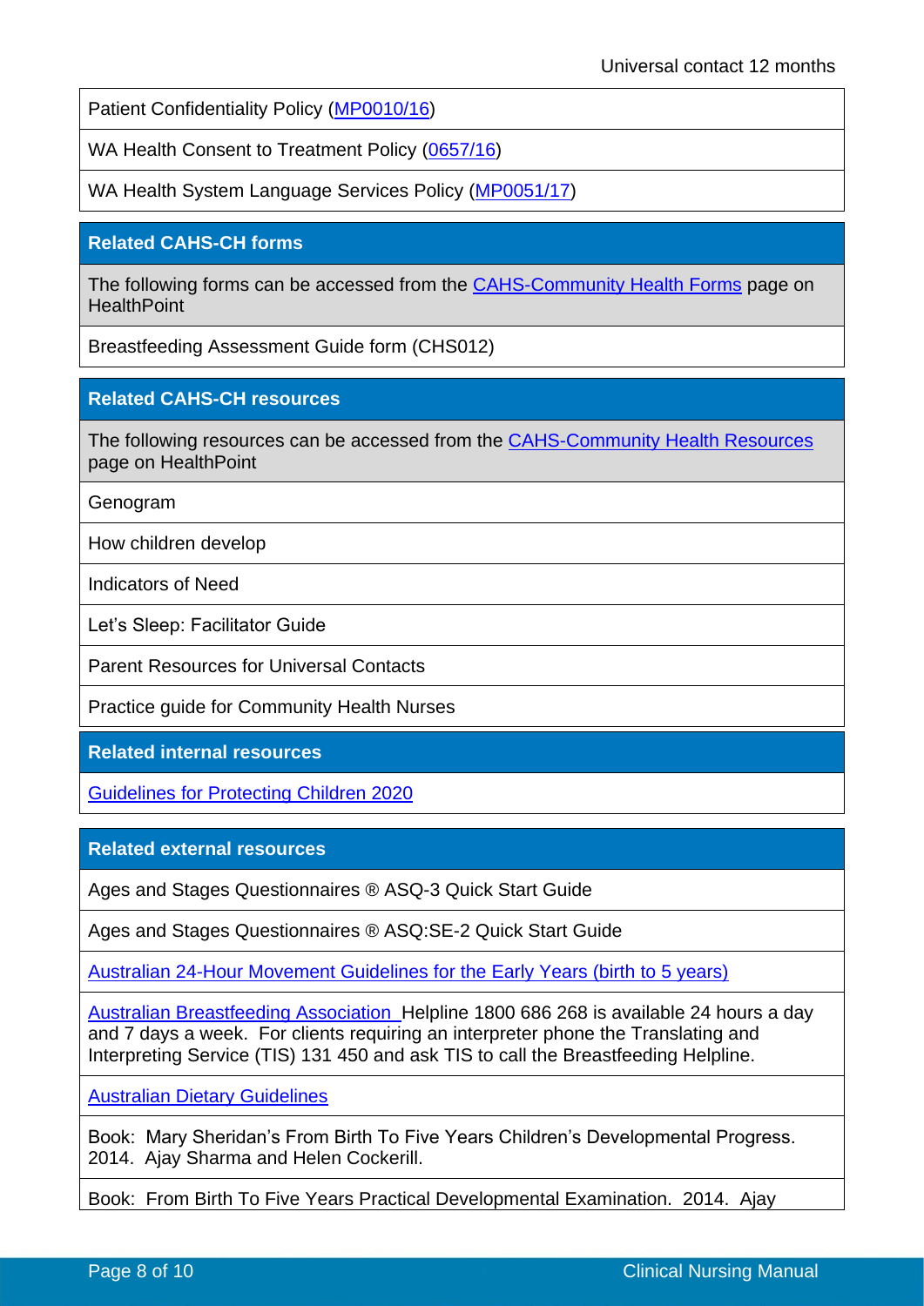| Patient Confidentiality Policy (MP0010/16) |
|---|
| WA Health Consent to Treatment Policy (0657/16) |
| WA Health System Language Services Policy (MP0051/17) |

| **Related CAHS-CH forms** |
|---|
| The following forms can be accessed from the CAHS-Community Health Forms page on HealthPoint |
| Breastfeeding Assessment Guide form (CHS012) |

| **Related CAHS-CH resources** |
|---|
| The following resources can be accessed from the CAHS-Community Health Resources page on HealthPoint |
| Genogram |
| How children develop |
| Indicators of Need |
| Let's Sleep: Facilitator Guide |
| Parent Resources for Universal Contacts |
| Practice guide for Community Health Nurses |

| **Related internal resources** |
|---|
| Guidelines for Protecting Children 2020 |

| **Related external resources** |
|---|
| Ages and Stages Questionnaires ® ASQ-3 Quick Start Guide |
| Ages and Stages Questionnaires ® ASQ:SE-2 Quick Start Guide |
| Australian 24-Hour Movement Guidelines for the Early Years (birth to 5 years) |
| Australian Breastfeeding Association Helpline 1800 686 268 is available 24 hours a day and 7 days a week. For clients requiring an interpreter phone the Translating and Interpreting Service (TIS) 131 450 and ask TIS to call the Breastfeeding Helpline. |
| Australian Dietary Guidelines |
| Book: Mary Sheridan's From Birth To Five Years Children's Developmental Progress. 2014. Ajay Sharma and Helen Cockerill. |
| Book: From Birth To Five Years Practical Developmental Examination. 2014. Ajay |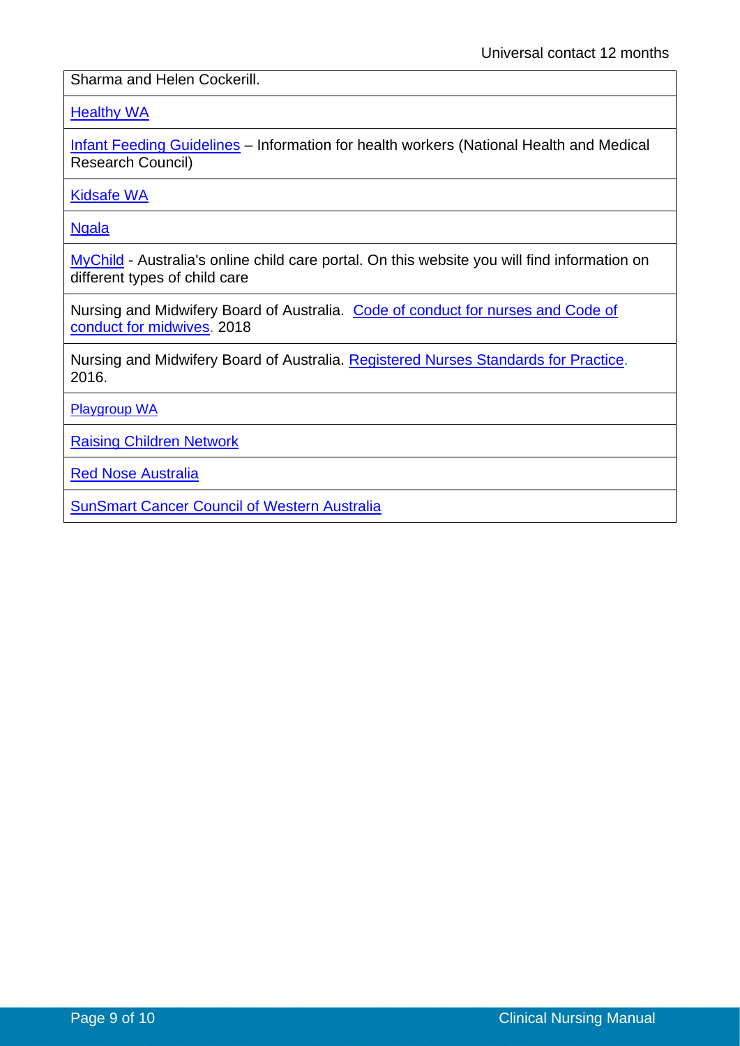| Sharma and Helen Cockerill. |
|---|
| Healthy WA |
| Infant Feeding Guidelines – Information for health workers (National Health and Medical Research Council) |
| Kidsafe WA |
| Ngala |
| MyChild - Australia's online child care portal. On this website you will find information on different types of child care |
| Nursing and Midwifery Board of Australia. Code of conduct for nurses and Code of conduct for midwives. 2018 |
| Nursing and Midwifery Board of Australia. Registered Nurses Standards for Practice. 2016. |
| Playgroup WA |
| Raising Children Network |
| Red Nose Australia |
| SunSmart Cancer Council of Western Australia |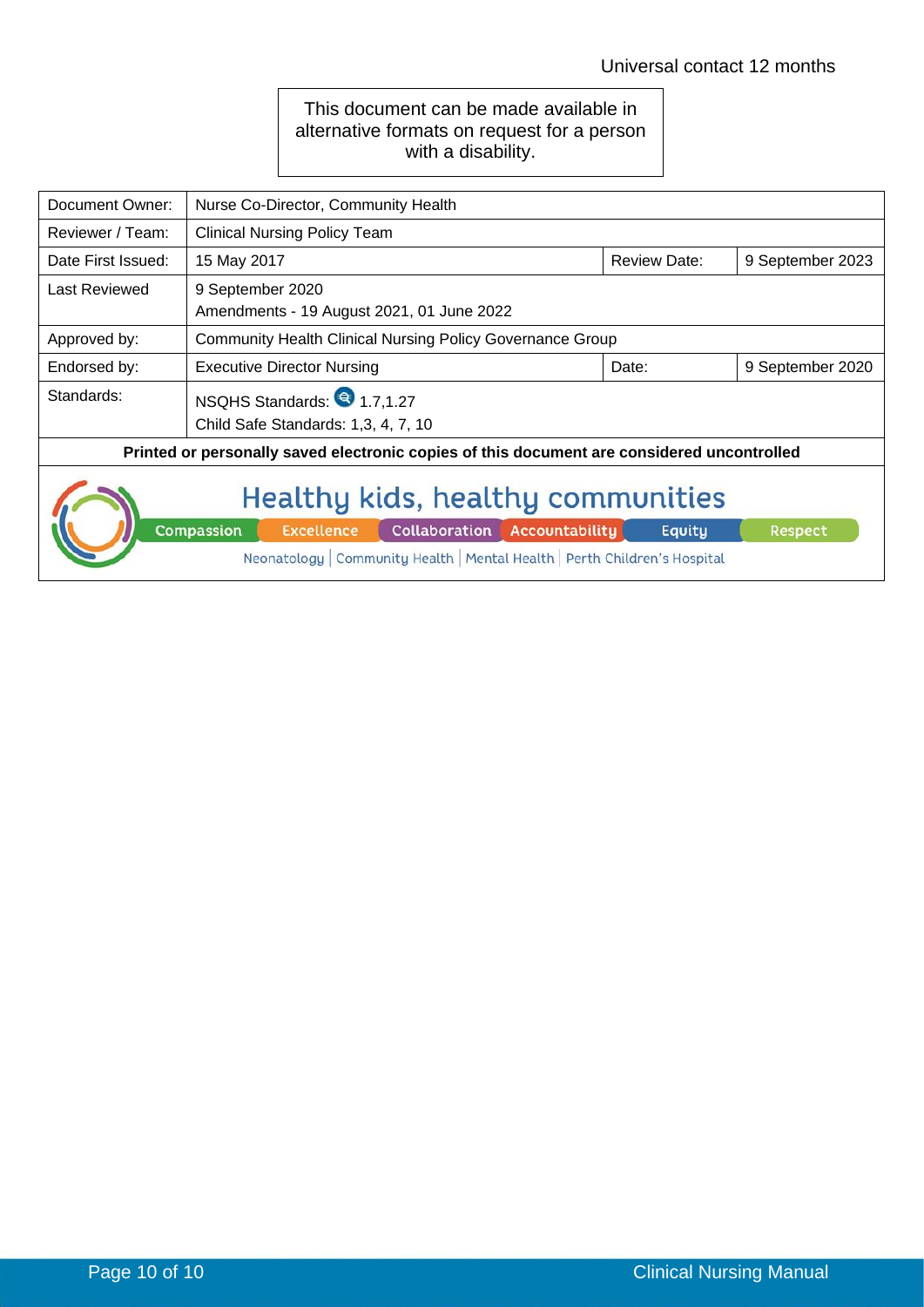This document can be made available in alternative formats on request for a person with a disability.

| | | | |
|---|---|---|---|
| Document Owner: | Nurse Co-Director, Community Health | | |
| Reviewer / Team: | Clinical Nursing Policy Team | | |
| Date First Issued: | 15 May 2017 | Review Date: | 9 September 2023 |
| Last Reviewed | 9 September 2020<br>Amendments - 19 August 2021, 01 June 2022 | | |
| Approved by: | Community Health Clinical Nursing Policy Governance Group | | |
| Endorsed by: | Executive Director Nursing | Date: | 9 September 2020 |
| Standards: | NSQHS Standards: 1.7,1.27<br>Child Safe Standards: 1,3, 4, 7, 10 | | |

**Printed or personally saved electronic copies of this document are considered uncontrolled**

Healthy kids, healthy communities

Compassion | Excellence | Collaboration | Accountability | Equity | Respect

Neonatology | Community Health | Mental Health | Perth Children's Hospital